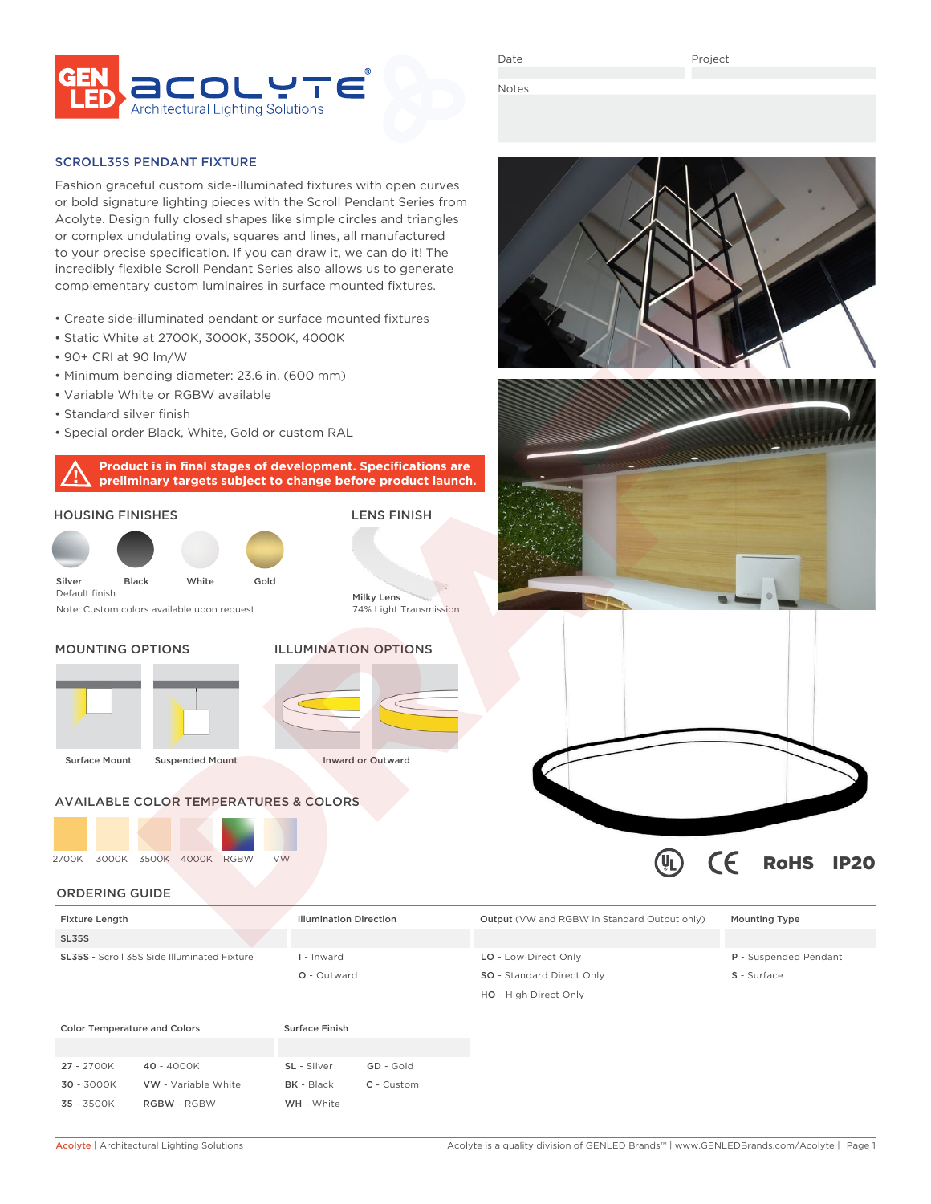GENLED ACOLYTE Architectural Lighting Solutions

Date | Project

Notes

## SCROLL35S PENDANT FIXTURE

Fashion graceful custom side-illuminated fixtures with open curves or bold signature lighting pieces with the Scroll Pendant Series from Acolyte. Design fully closed shapes like simple circles and triangles or complex undulating ovals, squares and lines, all manufactured to your precise specification. If you can draw it, we can do it! The incredibly flexible Scroll Pendant Series also allows us to generate complementary custom luminaires in surface mounted fixtures.

- Create side-illuminated pendant or surface mounted fixtures
- Static White at 2700K, 3000K, 3500K, 4000K
- 90+ CRI at 90 lm/W
- Minimum bending diameter: 23.6 in. (600 mm)
- Variable White or RGBW available
- Standard silver finish
- Special order Black, White, Gold or custom RAL

**Product is in final stages of development. Specifications are preliminary targets subject to change before product launch.**

### HOUSING FINISHES

Silver (Default finish), Black, White, Gold

Note: Custom colors available upon request

### LENS FINISH

Milky Lens
74% Light Transmission

### MOUNTING OPTIONS

Surface Mount, Suspended Mount

### ILLUMINATION OPTIONS

Inward or Outward

### AVAILABLE COLOR TEMPERATURES & COLORS

2700K, 3000K, 3500K, 4000K, RGBW, VW

UL CE RoHS IP20

## ORDERING GUIDE

| Fixture Length | Illumination Direction | Output (VW and RGBW in Standard Output only) | Mounting Type |
|---|---|---|---|
| SL35S | | | |
| SL35S - Scroll 35S Side Illuminated Fixture | I - Inward | LO - Low Direct Only | P - Suspended Pendant |
| | O - Outward | SO - Standard Direct Only | S - Surface |
| | | HO - High Direct Only | |

| Color Temperature and Colors | | Surface Finish | |
|---|---|---|---|
| | | | |
| 27 - 2700K | 40 - 4000K | SL - Silver | GD - Gold |
| 30 - 3000K | VW - Variable White | BK - Black | C - Custom |
| 35 - 3500K | RGBW - RGBW | WH - White | |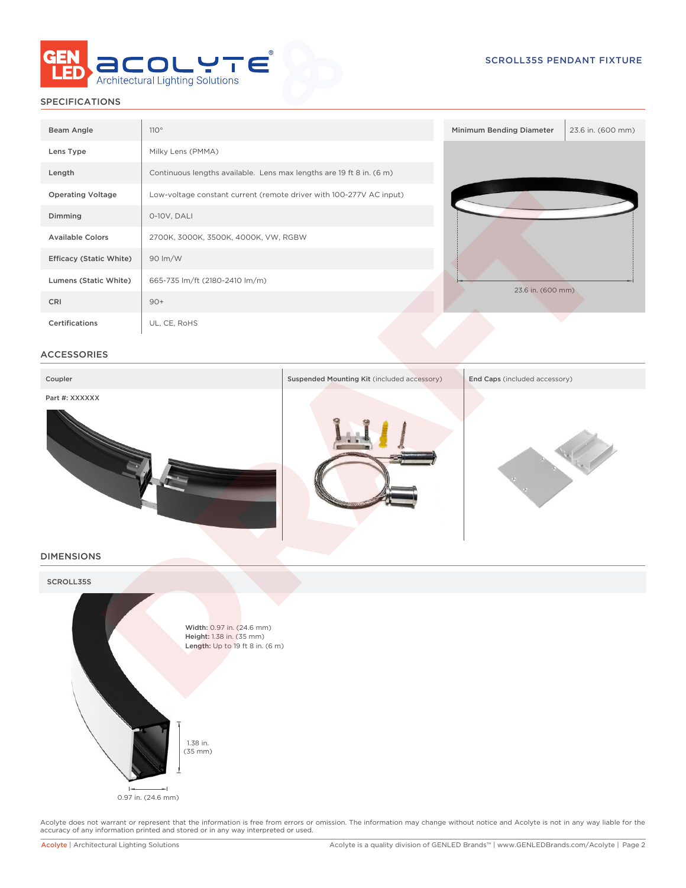SCROLL35S PENDANT FIXTURE

## SPECIFICATIONS

| | |
|---|---|
| Beam Angle | 110° |
| Lens Type | Milky Lens (PMMA) |
| Length | Continuous lengths available. Lens max lengths are 19 ft 8 in. (6 m) |
| Operating Voltage | Low-voltage constant current (remote driver with 100-277V AC input) |
| Dimming | 0-10V, DALI |
| Available Colors | 2700K, 3000K, 3500K, 4000K, VW, RGBW |
| Efficacy (Static White) | 90 lm/W |
| Lumens (Static White) | 665-735 lm/ft (2180-2410 lm/m) |
| CRI | 90+ |
| Certifications | UL, CE, RoHS |

| | |
|---|---|
| Minimum Bending Diameter | 23.6 in. (600 mm) |

23.6 in. (600 mm)

## ACCESSORIES

**Coupler**

Part #: XXXXXX

**Suspended Mounting Kit** (included accessory)

**End Caps** (included accessory)

## DIMENSIONS

**SCROLL35S**

**Width:** 0.97 in. (24.6 mm)
**Height:** 1.38 in. (35 mm)
**Length:** Up to 19 ft 8 in. (6 m)

1.38 in. (35 mm)

0.97 in. (24.6 mm)

Acolyte does not warrant or represent that the information is free from errors or omission. The information may change without notice and Acolyte is not in any way liable for the accuracy of any information printed and stored or in any way interpreted or used.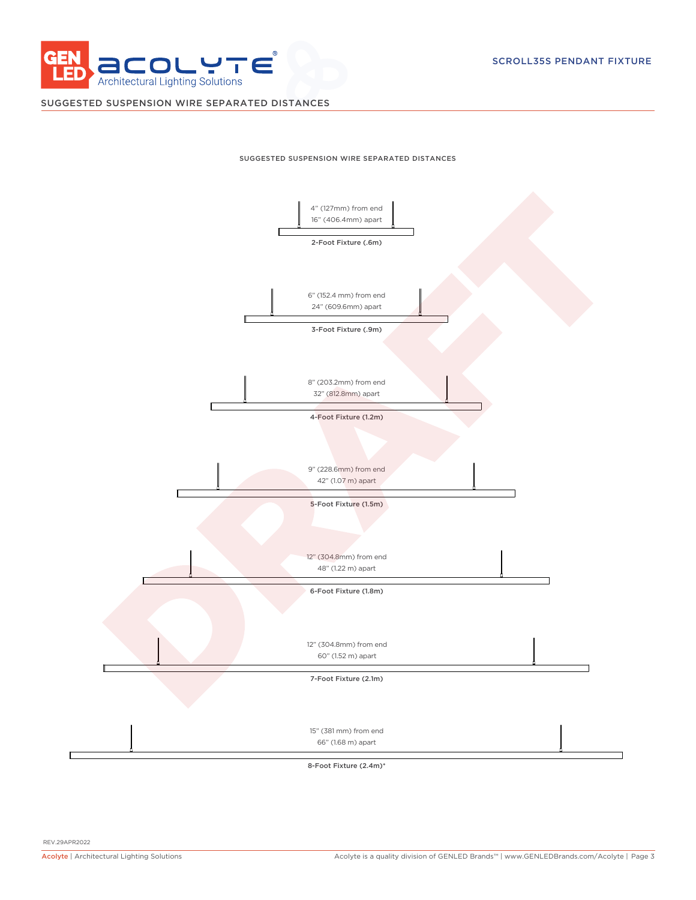## SUGGESTED SUSPENSION WIRE SEPARATED DISTANCES

SUGGESTED SUSPENSION WIRE SEPARATED DISTANCES

4” (127mm) from end
16” (406.4mm) apart

**2-Foot Fixture (.6m)**

6” (152.4 mm) from end
24” (609.6mm) apart

**3-Foot Fixture (.9m)**

8” (203.2mm) from end
32” (812.8mm) apart

**4-Foot Fixture (1.2m)**

9” (228.6mm) from end
42” (1.07 m) apart

**5-Foot Fixture (1.5m)**

12” (304.8mm) from end
48” (1.22 m) apart

**6-Foot Fixture (1.8m)**

12” (304.8mm) from end
60” (1.52 m) apart

**7-Foot Fixture (2.1m)**

15” (381 mm) from end
66” (1.68 m) apart

**8-Foot Fixture (2.4m)***

REV.29APR2022